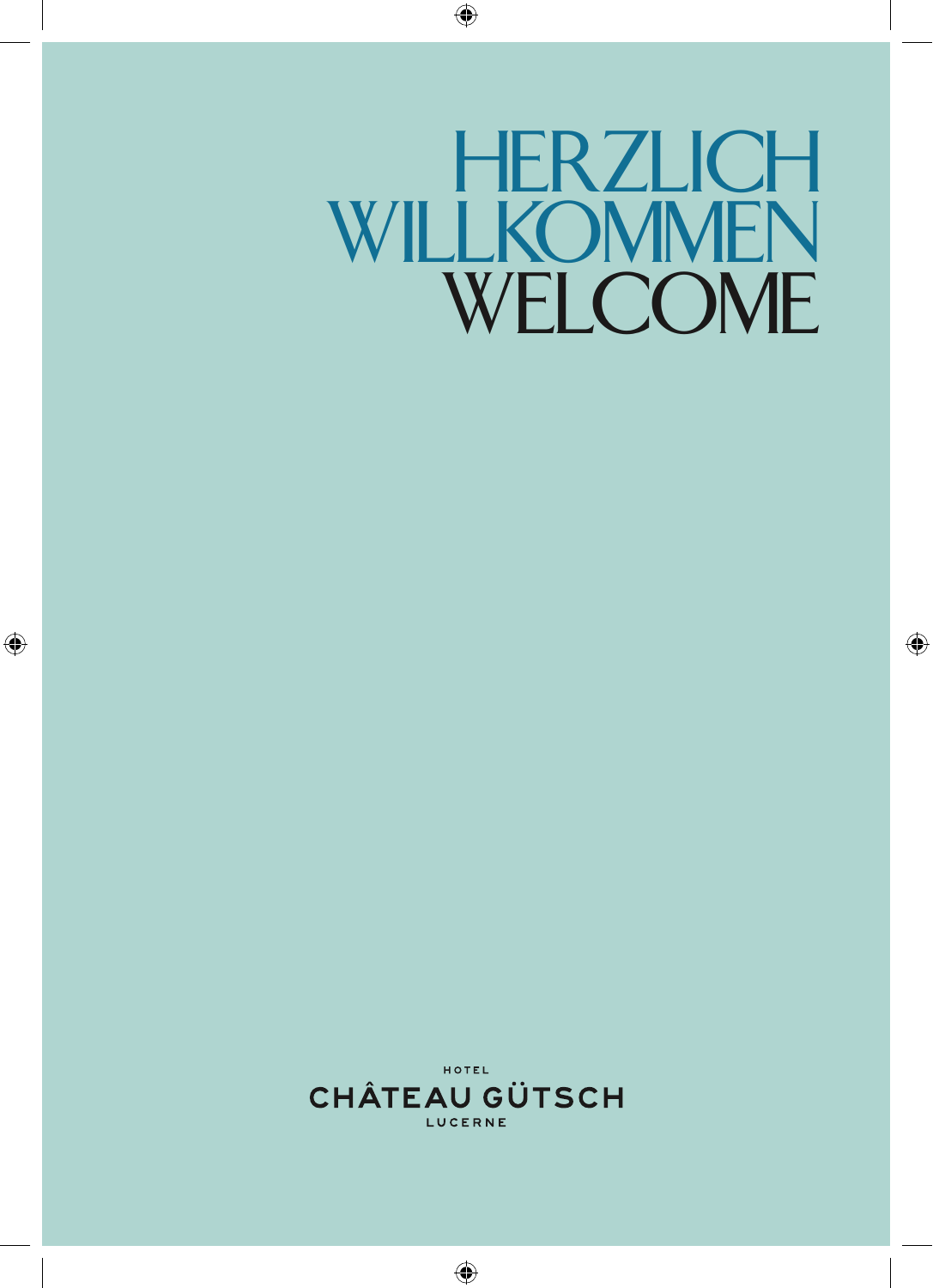# HERZLICH WILLKOMMEN
# WELCOME

HOTEL
CHÂTEAU GÜTSCH
LUCERNE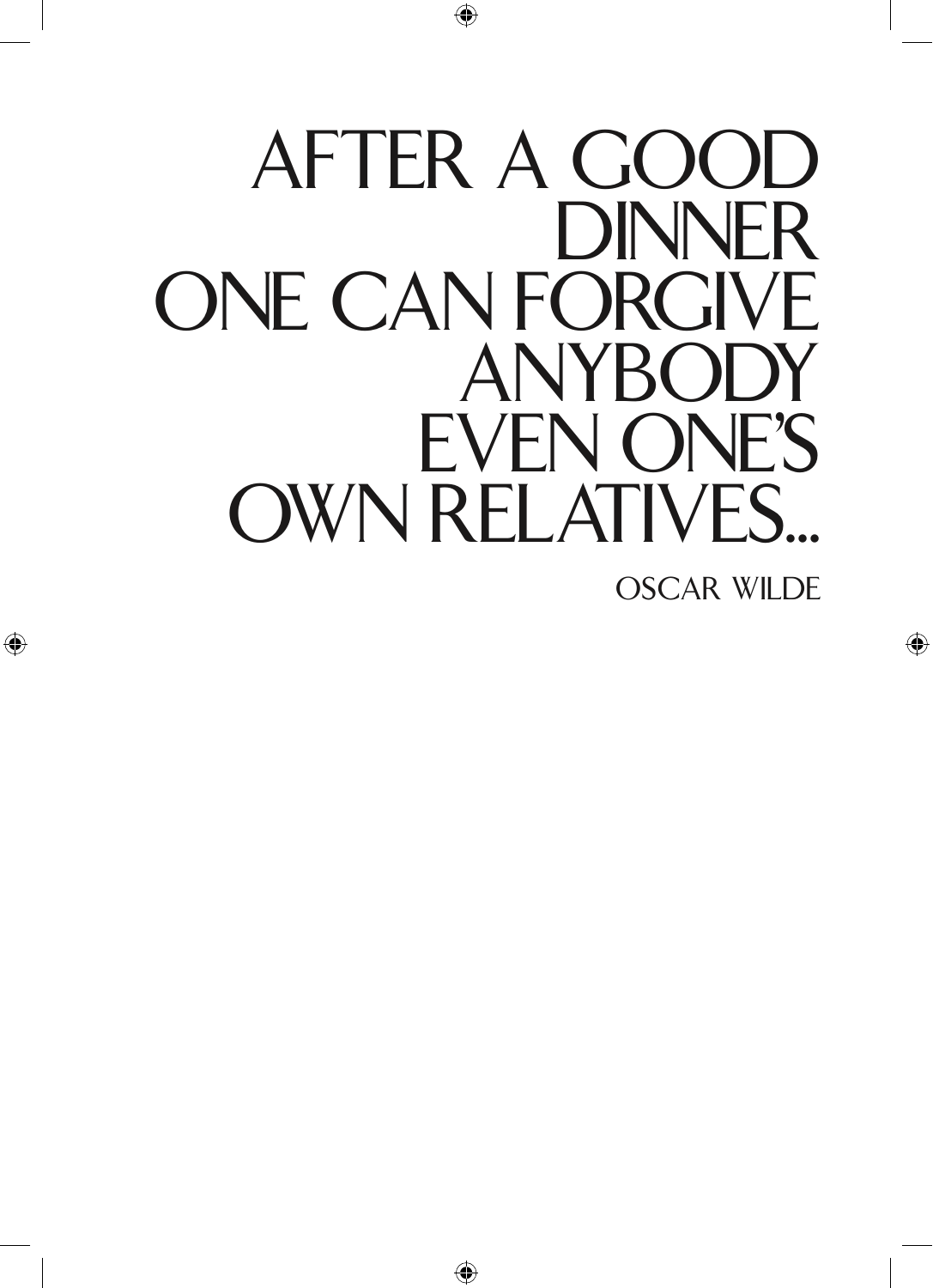AFTER A GOOD
DINNER
ONE CAN FORGIVE
ANYBODY
EVEN ONE'S
OWN RELATIVES...

OSCAR WILDE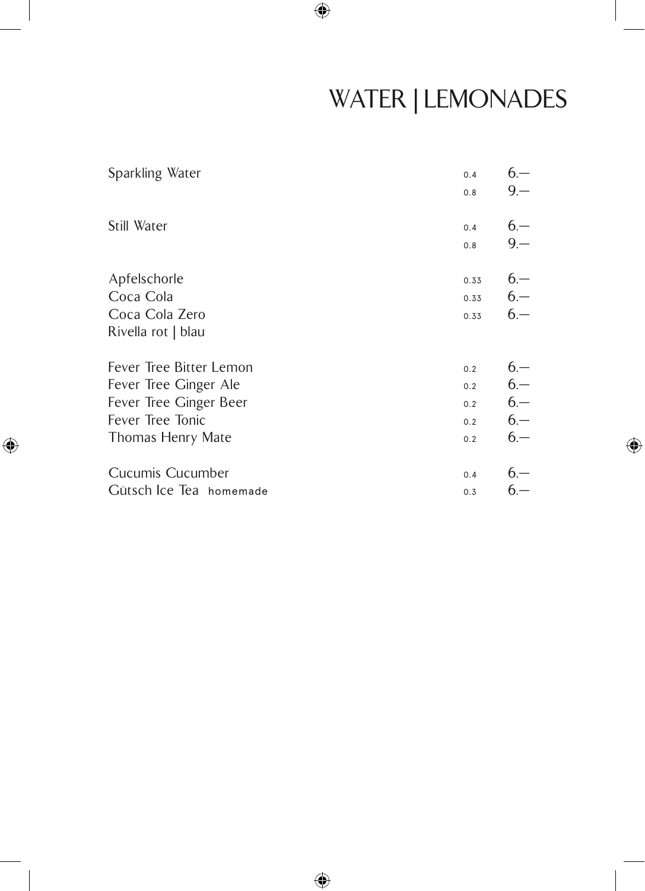# WATER | LEMONADES

| | | |
|---|---|---|
| Sparkling Water | 0.4 | 6.— |
| | 0.8 | 9.— |
| Still Water | 0.4 | 6.— |
| | 0.8 | 9.— |
| Apfelschorle | 0.33 | 6.— |
| Coca Cola | 0.33 | 6.— |
| Coca Cola Zero | 0.33 | 6.— |
| Rivella rot \| blau | | |
| Fever Tree Bitter Lemon | 0.2 | 6.— |
| Fever Tree Ginger Ale | 0.2 | 6.— |
| Fever Tree Ginger Beer | 0.2 | 6.— |
| Fever Tree Tonic | 0.2 | 6.— |
| Thomas Henry Mate | 0.2 | 6.— |
| Cucumis Cucumber | 0.4 | 6.— |
| Gütsch Ice Tea homemade | 0.3 | 6.— |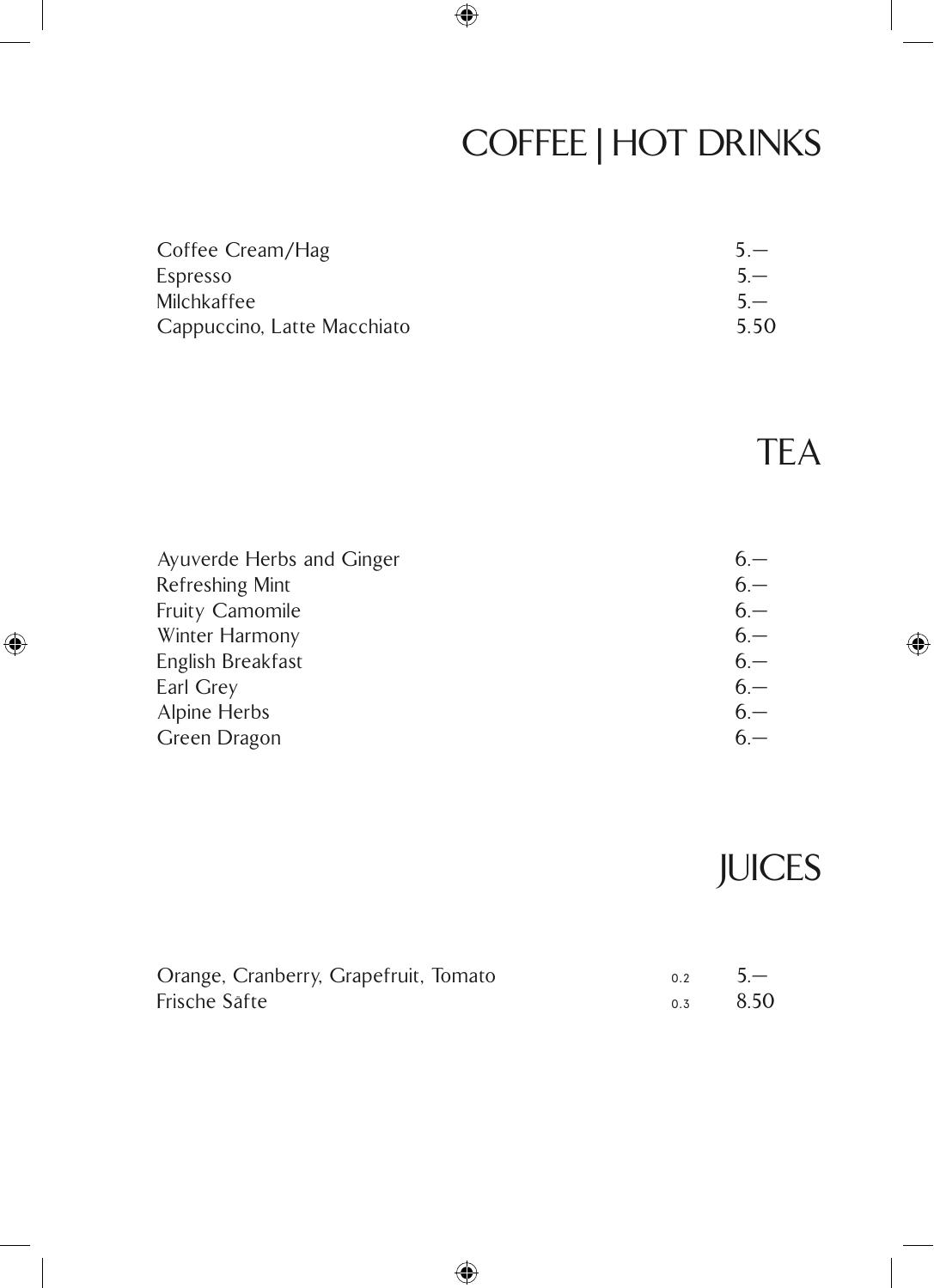# COFFEE | HOT DRINKS

| | |
|---|---|
| Coffee Cream/Hag | 5.— |
| Espresso | 5.— |
| Milchkaffee | 5.— |
| Cappuccino, Latte Macchiato | 5.50 |

# TEA

| | |
|---|---|
| Ayuverde Herbs and Ginger | 6.— |
| Refreshing Mint | 6.— |
| Fruity Camomile | 6.— |
| Winter Harmony | 6.— |
| English Breakfast | 6.— |
| Earl Grey | 6.— |
| Alpine Herbs | 6.— |
| Green Dragon | 6.— |

# JUICES

| | | |
|---|---|---|
| Orange, Cranberry, Grapefruit, Tomato | 0.2 | 5.— |
| Frische Säfte | 0.3 | 8.50 |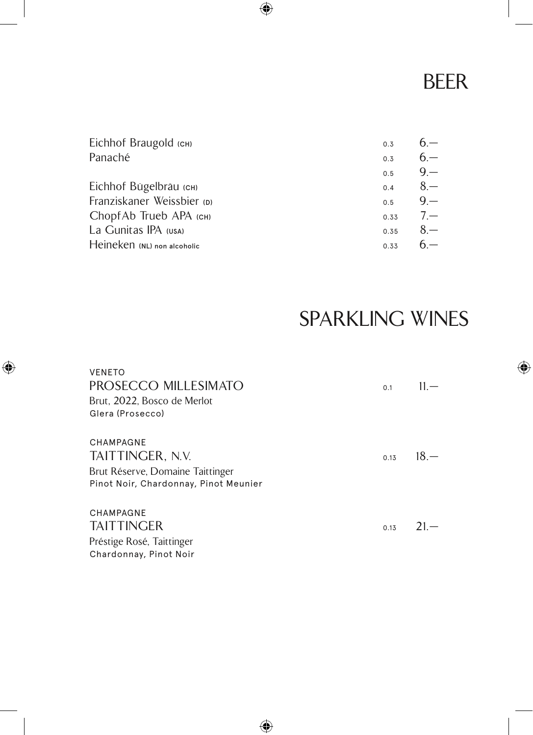# BEER

| | | |
|---|---|---|
| Eichhof Braugold (CH) | 0.3 | 6.— |
| Panaché | 0.3 | 6.— |
| | 0.5 | 9.— |
| Eichhof Bügelbräu (CH) | 0.4 | 8.— |
| Franziskaner Weissbier (D) | 0.5 | 9.— |
| ChopfAb Trueb APA (CH) | 0.33 | 7.— |
| La Gunitas IPA (USA) | 0.35 | 8.— |
| Heineken (NL) non alcoholic | 0.33 | 6.— |

# SPARKLING WINES

VENETO
**PROSECCO MILLESIMATO** — 0.1 — 11.—
Brut, 2022, Bosco de Merlot
Glera (Prosecco)

CHAMPAGNE
**TAITTINGER, N.V.** — 0.13 — 18.—
Brut Réserve, Domaine Taittinger
Pinot Noir, Chardonnay, Pinot Meunier

CHAMPAGNE
**TAITTINGER** — 0.13 — 21.—
Préstige Rosé, Taittinger
Chardonnay, Pinot Noir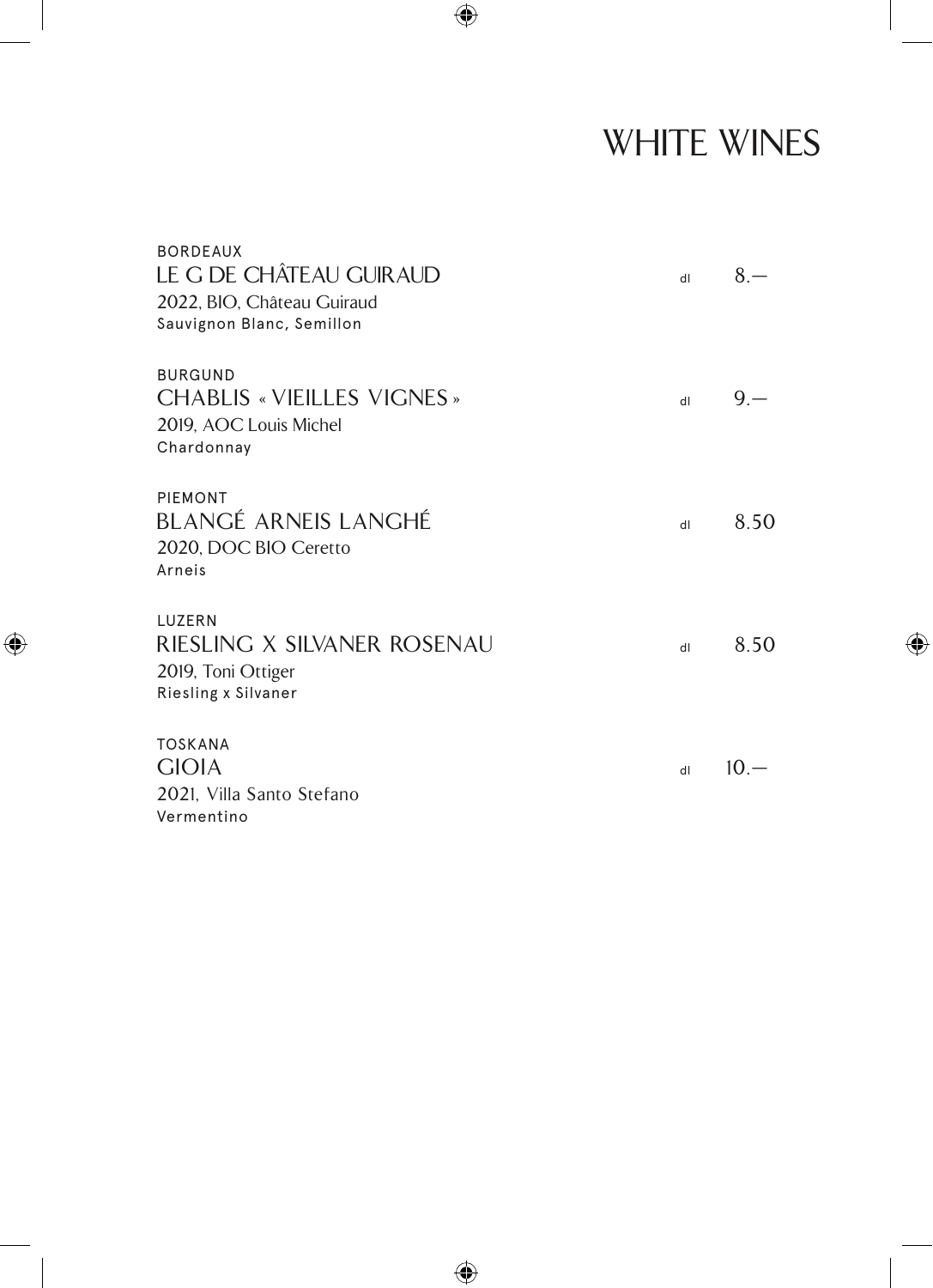# WHITE WINES

BORDEAUX
**LE G DE CHÂTEAU GUIRAUD** — dl 8.—
2022, BIO, Château Guiraud
Sauvignon Blanc, Semillon

BURGUND
**CHABLIS « VIEILLES VIGNES »** — dl 9.—
2019, AOC Louis Michel
Chardonnay

PIEMONT
**BLANGÉ ARNEIS LANGHÉ** — dl 8.50
2020, DOC BIO Ceretto
Arneis

LUZERN
**RIESLING X SILVANER ROSENAU** — dl 8.50
2019, Toni Ottiger
Riesling x Silvaner

TOSKANA
**GIOIA** — dl 10.—
2021, Villa Santo Stefano
Vermentino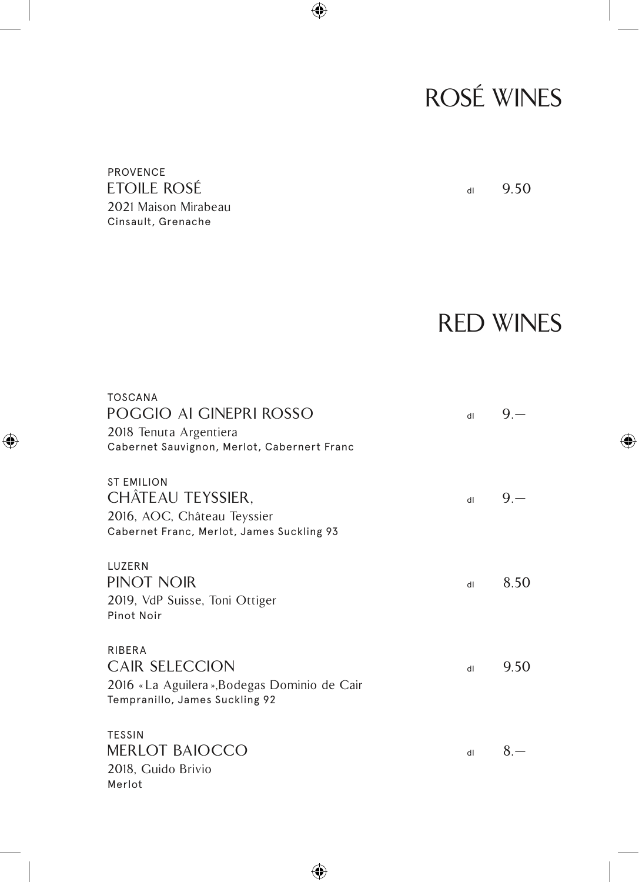# ROSÉ WINES

PROVENCE
ETOILE ROSÉ — dl 9.50
2021 Maison Mirabeau
Cinsault, Grenache

# RED WINES

TOSCANA
POGGIO AI GINEPRI ROSSO — dl 9.—
2018 Tenuta Argentiera
Cabernet Sauvignon, Merlot, Cabernert Franc

ST EMILION
CHÂTEAU TEYSSIER, — dl 9.—
2016, AOC, Château Teyssier
Cabernet Franc, Merlot, James Suckling 93

LUZERN
PINOT NOIR — dl 8.50
2019, VdP Suisse, Toni Ottiger
Pinot Noir

RIBERA
CAIR SELECCION — dl 9.50
2016 « La Aguilera »,Bodegas Dominio de Cair
Tempranillo, James Suckling 92

TESSIN
MERLOT BAIOCCO — dl 8.—
2018, Guido Brivio
Merlot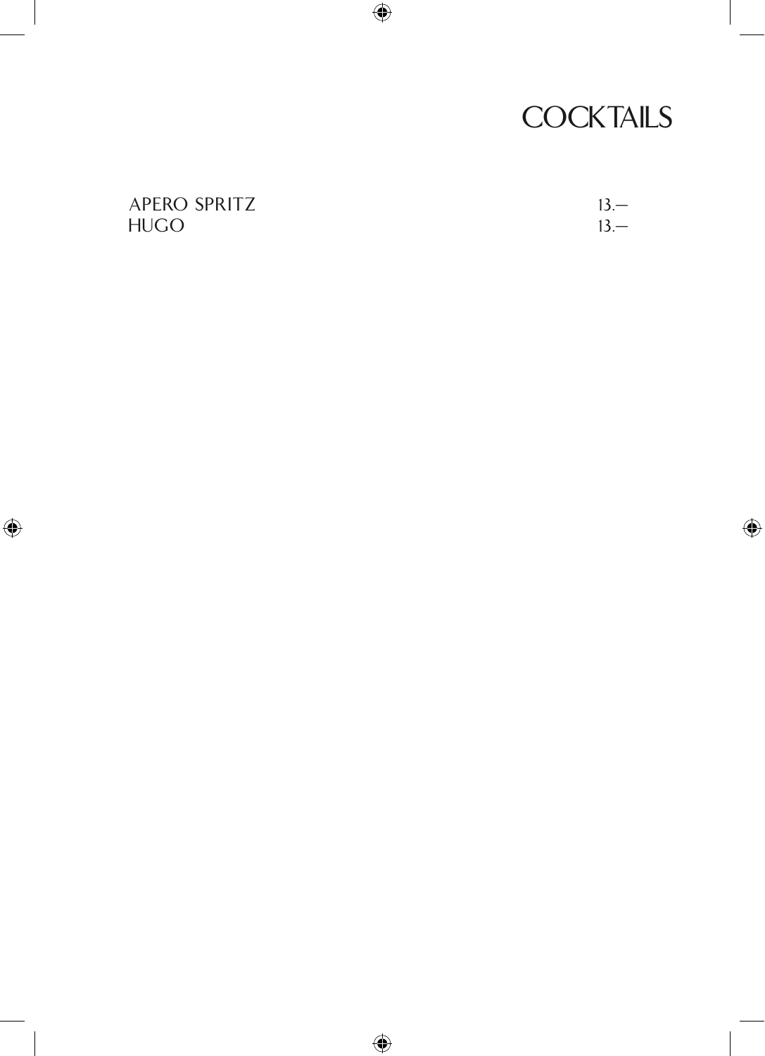# COCKTAILS

| | |
|---|---|
| APERO SPRITZ | 13.– |
| HUGO | 13.– |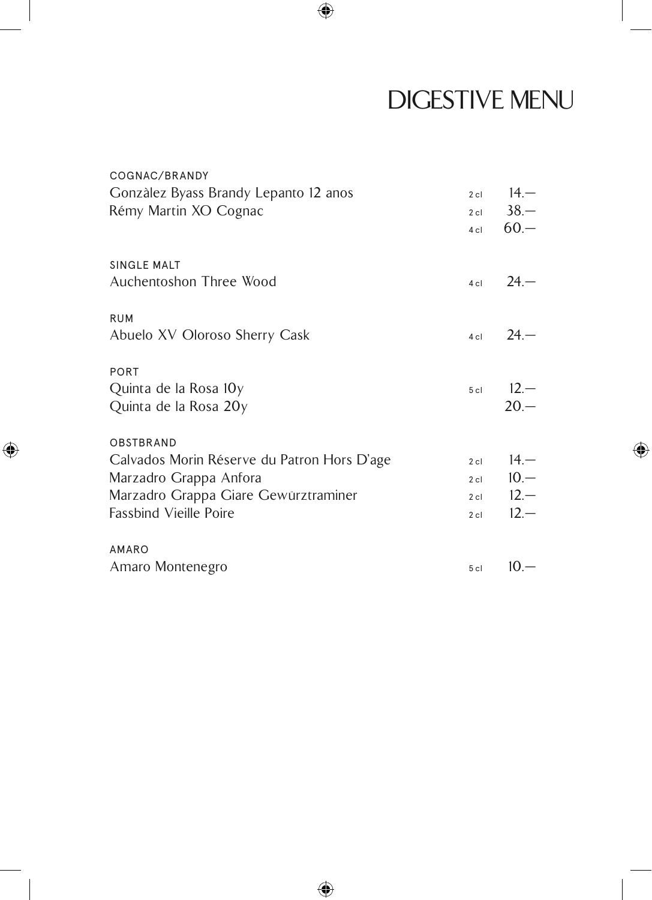# DIGESTIVE MENU

## COGNAC/BRANDY

| | | |
|---|---|---|
| Gonzàlez Byass Brandy Lepanto 12 anos | 2 cl | 14.— |
| Rémy Martin XO Cognac | 2 cl | 38.— |
| | 4 cl | 60.— |

## SINGLE MALT

| | | |
|---|---|---|
| Auchentoshon Three Wood | 4 cl | 24.— |

## RUM

| | | |
|---|---|---|
| Abuelo XV Oloroso Sherry Cask | 4 cl | 24.— |

## PORT

| | | |
|---|---|---|
| Quinta de la Rosa 10y | 5 cl | 12.— |
| Quinta de la Rosa 20y | | 20.— |

## OBSTBRAND

| | | |
|---|---|---|
| Calvados Morin Réserve du Patron Hors D'age | 2 cl | 14.— |
| Marzadro Grappa Anfora | 2 cl | 10.— |
| Marzadro Grappa Giare Gewürztraminer | 2 cl | 12.— |
| Fassbind Vieille Poire | 2 cl | 12.— |

## AMARO

| | | |
|---|---|---|
| Amaro Montenegro | 5 cl | 10.— |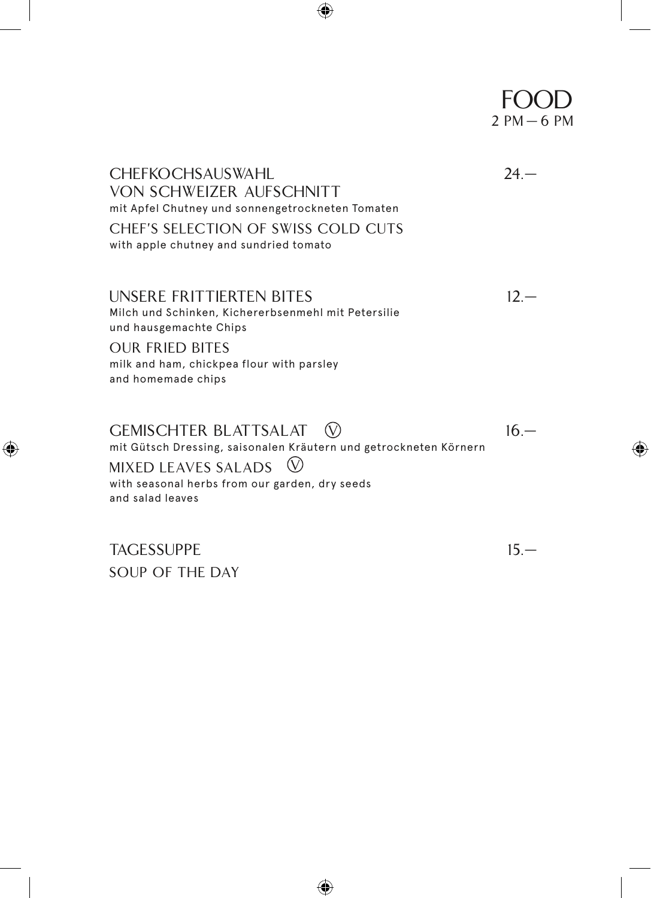# FOOD
2 PM — 6 PM

## CHEFKOCHSAUSWAHL VON SCHWEIZER AUFSCHNITT — 24.—

mit Apfel Chutney und sonnengetrockneten Tomaten

## CHEF'S SELECTION OF SWISS COLD CUTS

with apple chutney and sundried tomato

## UNSERE FRITTIERTEN BITES — 12.—

Milch und Schinken, Kichererbsenmehl mit Petersilie und hausgemachte Chips

## OUR FRIED BITES

milk and ham, chickpea flour with parsley and homemade chips

## GEMISCHTER BLATTSALAT Ⓥ — 16.—

mit Gütsch Dressing, saisonalen Kräutern und getrockneten Körnern

## MIXED LEAVES SALADS Ⓥ

with seasonal herbs from our garden, dry seeds and salad leaves

## TAGESSUPPE — 15.—

## SOUP OF THE DAY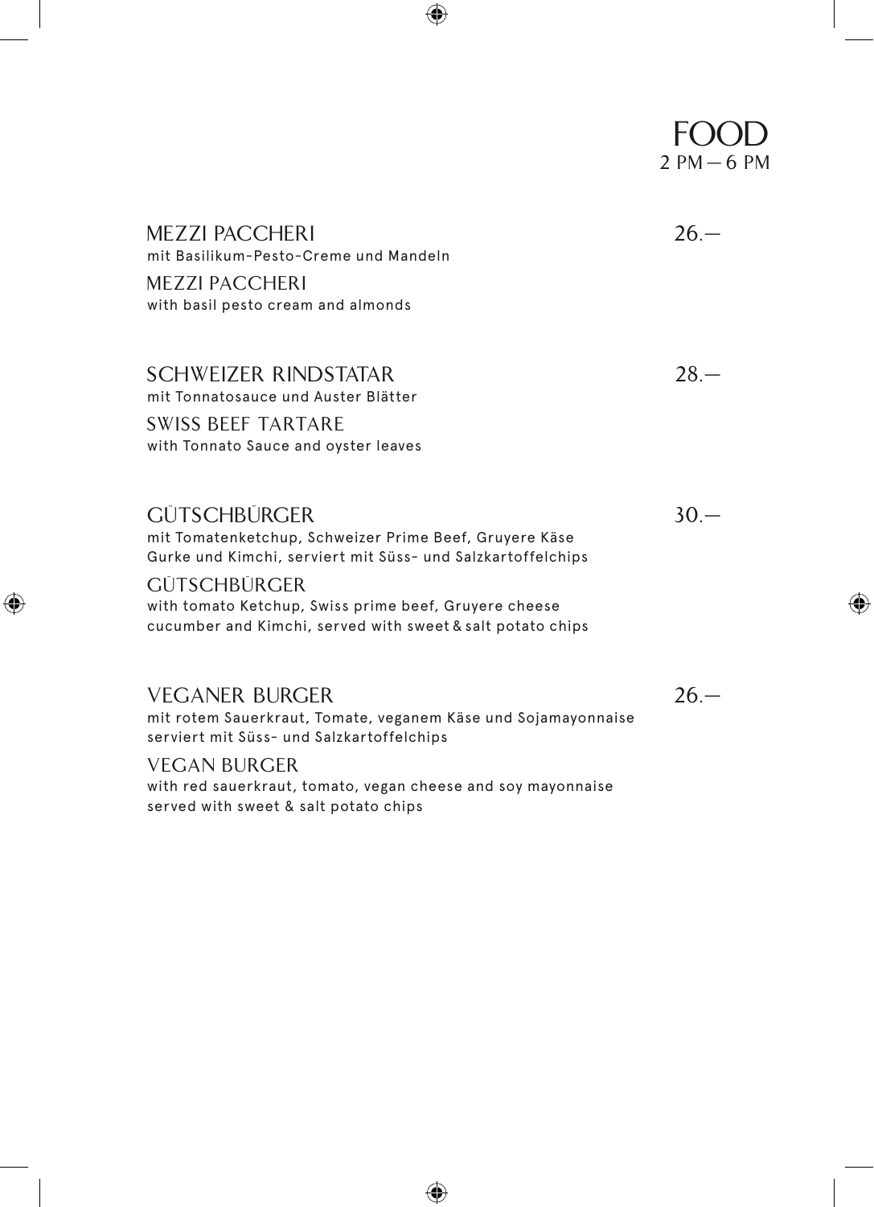# FOOD

2 PM — 6 PM

**MEZZI PACCHERI** — 26.—
mit Basilikum-Pesto-Creme und Mandeln

**MEZZI PACCHERI**
with basil pesto cream and almonds

**SCHWEIZER RINDSTATAR** — 28.—
mit Tonnatosauce und Auster Blätter

**SWISS BEEF TARTARE**
with Tonnato Sauce and oyster leaves

**GÜTSCHBÜRGER** — 30.—
mit Tomatenketchup, Schweizer Prime Beef, Gruyere Käse
Gurke und Kimchi, serviert mit Süss- und Salzkartoffelchips

**GÜTSCHBÜRGER**
with tomato Ketchup, Swiss prime beef, Gruyere cheese
cucumber and Kimchi, served with sweet & salt potato chips

**VEGANER BURGER** — 26.—
mit rotem Sauerkraut, Tomate, veganem Käse und Sojamayonnaise
serviert mit Süss- und Salzkartoffelchips

**VEGAN BURGER**
with red sauerkraut, tomato, vegan cheese and soy mayonnaise
served with sweet & salt potato chips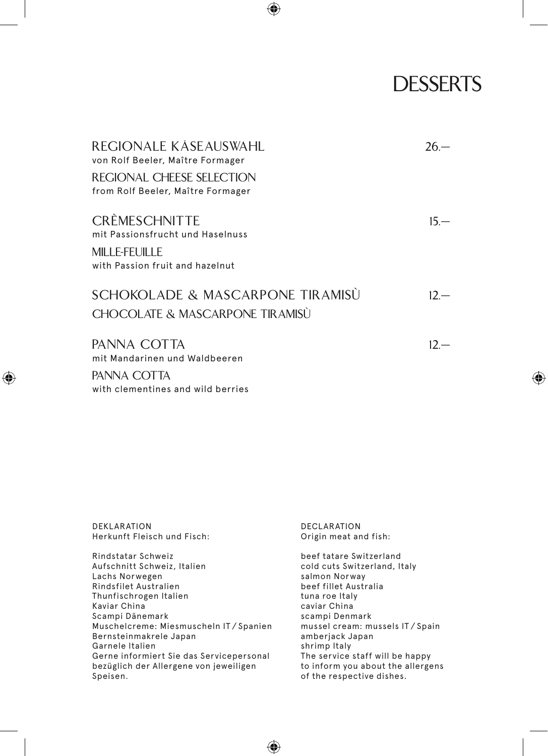# DESSERTS

**REGIONALE KÄSEAUSWAHL** — 26.—
von Rolf Beeler, Maître Formager

**REGIONAL CHEESE SELECTION**
from Rolf Beeler, Maître Formager

**CRÈMESCHNITTE** — 15.—
mit Passionsfrucht und Haselnuss

**MILLE-FEUILLE**
with Passion fruit and hazelnut

**SCHOKOLADE & MASCARPONE TIRAMISÙ** — 12.—

**CHOCOLATE & MASCARPONE TIRAMISÙ**

**PANNA COTTA** — 12.—
mit Mandarinen und Waldbeeren

**PANNA COTTA**
with clementines and wild berries

DEKLARATION
Herkunft Fleisch und Fisch:

Rindstatar Schweiz
Aufschnitt Schweiz, Italien
Lachs Norwegen
Rindsfilet Australien
Thunfischrogen Italien
Kaviar China
Scampi Dänemark
Muschelcreme: Miesmuscheln IT / Spanien
Bernsteinmakrele Japan
Garnele Italien
Gerne informiert Sie das Servicepersonal bezüglich der Allergene von jeweiligen Speisen.

DECLARATION
Origin meat and fish:

beef tatare Switzerland
cold cuts Switzerland, Italy
salmon Norway
beef fillet Australia
tuna roe Italy
caviar China
scampi Denmark
mussel cream: mussels IT / Spain
amberjack Japan
shrimp Italy
The service staff will be happy to inform you about the allergens of the respective dishes.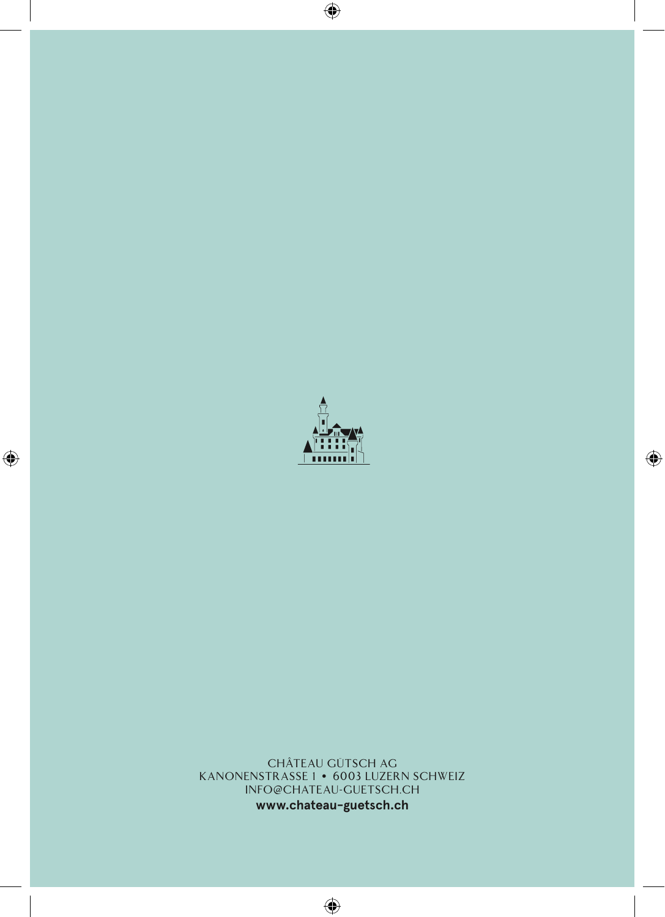CHÂTEAU GÜTSCH AG
KANONENSTRASSE 1 • 6003 LUZERN SCHWEIZ
INFO@CHATEAU-GUETSCH.CH
**www.chateau-guetsch.ch**